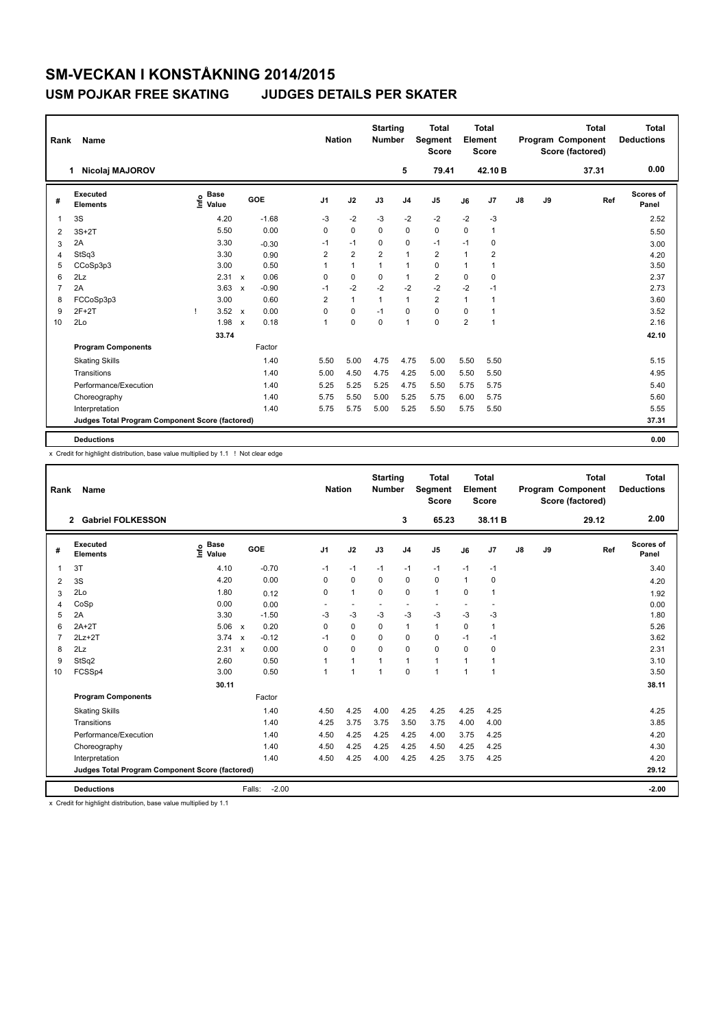# SM-VECKAN I KONSTÅKNING 2014/2015

## USM POJKAR FREE SKATING JUDGES DETAILS PER SKATER

| Rank | Name | Nation | Starting Number | Total Segment Score | Total Element Score | Total Program Component Score (factored) | Total Deductions |
|---|---|---|---|---|---|---|---|
| 1 | Nicolaj MAJOROV | | 5 | 79.41 | 42.10 B | 37.31 | 0.00 |

| # | Executed Elements | Info | Base Value | | GOE | J1 | J2 | J3 | J4 | J5 | J6 | J7 | J8 | J9 | Ref | Scores of Panel |
|---|---|---|---|---|---|---|---|---|---|---|---|---|---|---|---|---|
| 1 | 3S | | 4.20 | | -1.68 | -3 | -2 | -3 | -2 | -2 | -2 | -3 | | | | 2.52 |
| 2 | 3S+2T | | 5.50 | | 0.00 | 0 | 0 | 0 | 0 | 0 | 0 | 1 | | | | 5.50 |
| 3 | 2A | | 3.30 | | -0.30 | -1 | -1 | 0 | 0 | -1 | -1 | 0 | | | | 3.00 |
| 4 | StSq3 | | 3.30 | | 0.90 | 2 | 2 | 2 | 1 | 2 | 1 | 2 | | | | 4.20 |
| 5 | CCoSp3p3 | | 3.00 | | 0.50 | 1 | 1 | 1 | 1 | 0 | 1 | 1 | | | | 3.50 |
| 6 | 2Lz | | 2.31 | x | 0.06 | 0 | 0 | 0 | 1 | 2 | 0 | 0 | | | | 2.37 |
| 7 | 2A | | 3.63 | x | -0.90 | -1 | -2 | -2 | -2 | -2 | -2 | -1 | | | | 2.73 |
| 8 | FCCoSp3p3 | | 3.00 | | 0.60 | 2 | 1 | 1 | 1 | 2 | 1 | 1 | | | | 3.60 |
| 9 | 2F+2T | ! | 3.52 | x | 0.00 | 0 | 0 | -1 | 0 | 0 | 0 | 1 | | | | 3.52 |
| 10 | 2Lo | | 1.98 | x | 0.18 | 1 | 0 | 0 | 1 | 0 | 2 | 1 | | | | 2.16 |
| | | | 33.74 | | | | | | | | | | | | | 42.10 |
| | **Program Components** | | | | Factor | | | | | | | | | | | |
| | Skating Skills | | | | 1.40 | 5.50 | 5.00 | 4.75 | 4.75 | 5.00 | 5.50 | 5.50 | | | | 5.15 |
| | Transitions | | | | 1.40 | 5.00 | 4.50 | 4.75 | 4.25 | 5.00 | 5.50 | 5.50 | | | | 4.95 |
| | Performance/Execution | | | | 1.40 | 5.25 | 5.25 | 5.25 | 4.75 | 5.50 | 5.75 | 5.75 | | | | 5.40 |
| | Choreography | | | | 1.40 | 5.75 | 5.50 | 5.00 | 5.25 | 5.75 | 6.00 | 5.75 | | | | 5.60 |
| | Interpretation | | | | 1.40 | 5.75 | 5.75 | 5.00 | 5.25 | 5.50 | 5.75 | 5.50 | | | | 5.55 |
| | **Judges Total Program Component Score (factored)** | | | | | | | | | | | | | | | 37.31 |
| | **Deductions** | | | | | | | | | | | | | | | 0.00 |

x Credit for highlight distribution, base value multiplied by 1.1 ! Not clear edge

| Rank | Name | Nation | Starting Number | Total Segment Score | Total Element Score | Total Program Component Score (factored) | Total Deductions |
|---|---|---|---|---|---|---|---|
| 2 | Gabriel FOLKESSON | | 3 | 65.23 | 38.11 B | 29.12 | 2.00 |

| # | Executed Elements | Info | Base Value | | GOE | J1 | J2 | J3 | J4 | J5 | J6 | J7 | J8 | J9 | Ref | Scores of Panel |
|---|---|---|---|---|---|---|---|---|---|---|---|---|---|---|---|---|
| 1 | 3T | | 4.10 | | -0.70 | -1 | -1 | -1 | -1 | -1 | -1 | -1 | | | | 3.40 |
| 2 | 3S | | 4.20 | | 0.00 | 0 | 0 | 0 | 0 | 0 | 1 | 0 | | | | 4.20 |
| 3 | 2Lo | | 1.80 | | 0.12 | 0 | 1 | 0 | 0 | 1 | 0 | 1 | | | | 1.92 |
| 4 | CoSp | | 0.00 | | 0.00 | - | - | - | - | - | - | - | | | | 0.00 |
| 5 | 2A | | 3.30 | | -1.50 | -3 | -3 | -3 | -3 | -3 | -3 | -3 | | | | 1.80 |
| 6 | 2A+2T | | 5.06 | x | 0.20 | 0 | 0 | 0 | 1 | 1 | 0 | 1 | | | | 5.26 |
| 7 | 2Lz+2T | | 3.74 | x | -0.12 | -1 | 0 | 0 | 0 | 0 | -1 | -1 | | | | 3.62 |
| 8 | 2Lz | | 2.31 | x | 0.00 | 0 | 0 | 0 | 0 | 0 | 0 | 0 | | | | 2.31 |
| 9 | StSq2 | | 2.60 | | 0.50 | 1 | 1 | 1 | 1 | 1 | 1 | 1 | | | | 3.10 |
| 10 | FCSSp4 | | 3.00 | | 0.50 | 1 | 1 | 1 | 0 | 1 | 1 | 1 | | | | 3.50 |
| | | | 30.11 | | | | | | | | | | | | | 38.11 |
| | **Program Components** | | | | Factor | | | | | | | | | | | |
| | Skating Skills | | | | 1.40 | 4.50 | 4.25 | 4.00 | 4.25 | 4.25 | 4.25 | 4.25 | | | | 4.25 |
| | Transitions | | | | 1.40 | 4.25 | 3.75 | 3.75 | 3.50 | 3.75 | 4.00 | 4.00 | | | | 3.85 |
| | Performance/Execution | | | | 1.40 | 4.50 | 4.25 | 4.25 | 4.25 | 4.00 | 3.75 | 4.25 | | | | 4.20 |
| | Choreography | | | | 1.40 | 4.50 | 4.25 | 4.25 | 4.25 | 4.50 | 4.25 | 4.25 | | | | 4.30 |
| | Interpretation | | | | 1.40 | 4.50 | 4.25 | 4.00 | 4.25 | 4.25 | 3.75 | 4.25 | | | | 4.20 |
| | **Judges Total Program Component Score (factored)** | | | | | | | | | | | | | | | 29.12 |
| | **Deductions** | | | Falls: | -2.00 | | | | | | | | | | | -2.00 |

x Credit for highlight distribution, base value multiplied by 1.1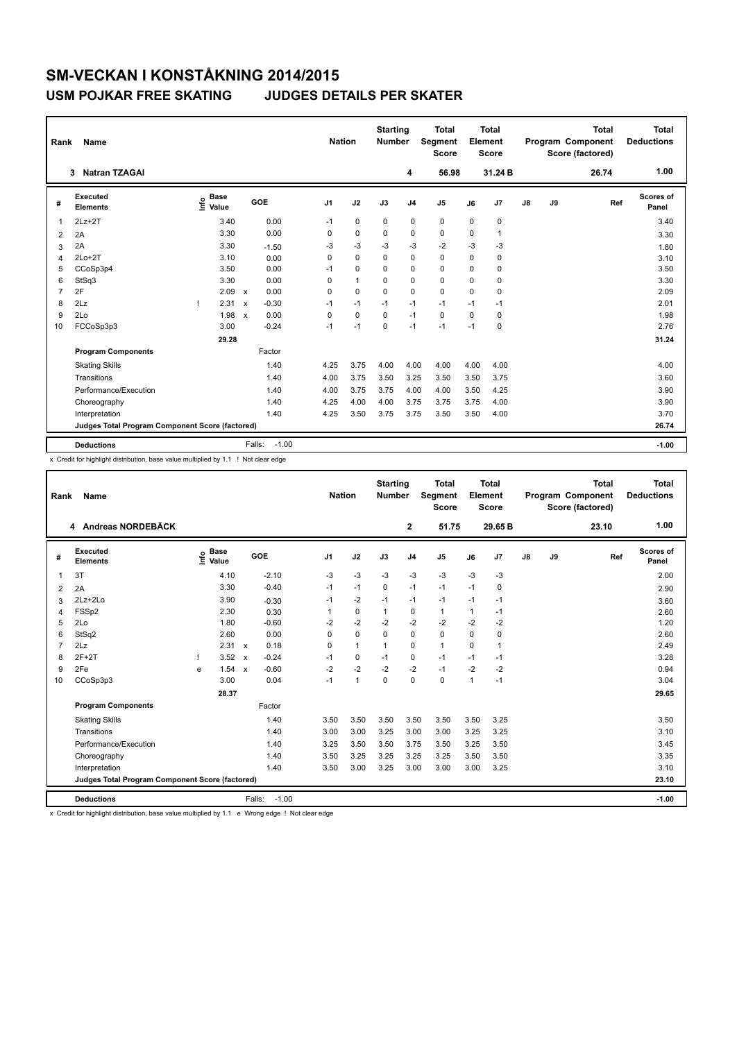# SM-VECKAN I KONSTÅKNING 2014/2015

## USM POJKAR FREE SKATING JUDGES DETAILS PER SKATER

| Rank | Name | Nation | Starting Number | Total Segment Score | Total Element Score | Total Program Component Score (factored) | Total Deductions |
|---|---|---|---|---|---|---|---|
| 3 | Natran TZAGAI | | 4 | 56.98 | 31.24 B | 26.74 | 1.00 |

| # | Executed Elements | Info | Base Value | | GOE | J1 | J2 | J3 | J4 | J5 | J6 | J7 | J8 | J9 | Ref | Scores of Panel |
|---|---|---|---|---|---|---|---|---|---|---|---|---|---|---|---|---|
| 1 | 2Lz+2T | | 3.40 | | 0.00 | -1 | 0 | 0 | 0 | 0 | 0 | 0 | | | | 3.40 |
| 2 | 2A | | 3.30 | | 0.00 | 0 | 0 | 0 | 0 | 0 | 0 | 1 | | | | 3.30 |
| 3 | 2A | | 3.30 | | -1.50 | -3 | -3 | -3 | -3 | -2 | -3 | -3 | | | | 1.80 |
| 4 | 2Lo+2T | | 3.10 | | 0.00 | 0 | 0 | 0 | 0 | 0 | 0 | 0 | | | | 3.10 |
| 5 | CCoSp3p4 | | 3.50 | | 0.00 | -1 | 0 | 0 | 0 | 0 | 0 | 0 | | | | 3.50 |
| 6 | StSq3 | | 3.30 | | 0.00 | 0 | 1 | 0 | 0 | 0 | 0 | 0 | | | | 3.30 |
| 7 | 2F | | 2.09 | x | 0.00 | 0 | 0 | 0 | 0 | 0 | 0 | 0 | | | | 2.09 |
| 8 | 2Lz | ! | 2.31 | x | -0.30 | -1 | -1 | -1 | -1 | -1 | -1 | -1 | | | | 2.01 |
| 9 | 2Lo | | 1.98 | x | 0.00 | 0 | 0 | 0 | -1 | 0 | 0 | 0 | | | | 1.98 |
| 10 | FCCoSp3p3 | | 3.00 | | -0.24 | -1 | -1 | 0 | -1 | -1 | -1 | 0 | | | | 2.76 |
| | | | 29.28 | | | | | | | | | | | | | 31.24 |
| | **Program Components** | | | | Factor | | | | | | | | | | | |
| | Skating Skills | | | | 1.40 | 4.25 | 3.75 | 4.00 | 4.00 | 4.00 | 4.00 | 4.00 | | | | 4.00 |
| | Transitions | | | | 1.40 | 4.00 | 3.75 | 3.50 | 3.25 | 3.50 | 3.50 | 3.75 | | | | 3.60 |
| | Performance/Execution | | | | 1.40 | 4.00 | 3.75 | 3.75 | 4.00 | 4.00 | 3.50 | 4.25 | | | | 3.90 |
| | Choreography | | | | 1.40 | 4.25 | 4.00 | 4.00 | 3.75 | 3.75 | 3.75 | 4.00 | | | | 3.90 |
| | Interpretation | | | | 1.40 | 4.25 | 3.50 | 3.75 | 3.75 | 3.50 | 3.50 | 4.00 | | | | 3.70 |
| | **Judges Total Program Component Score (factored)** | | | | | | | | | | | | | | | 26.74 |
| | **Deductions** | | | | Falls: -1.00 | | | | | | | | | | | -1.00 |

x Credit for highlight distribution, base value multiplied by 1.1 ! Not clear edge

| Rank | Name | Nation | Starting Number | Total Segment Score | Total Element Score | Total Program Component Score (factored) | Total Deductions |
|---|---|---|---|---|---|---|---|
| 4 | Andreas NORDEBÄCK | | 2 | 51.75 | 29.65 B | 23.10 | 1.00 |

| # | Executed Elements | Info | Base Value | | GOE | J1 | J2 | J3 | J4 | J5 | J6 | J7 | J8 | J9 | Ref | Scores of Panel |
|---|---|---|---|---|---|---|---|---|---|---|---|---|---|---|---|---|
| 1 | 3T | | 4.10 | | -2.10 | -3 | -3 | -3 | -3 | -3 | -3 | -3 | | | | 2.00 |
| 2 | 2A | | 3.30 | | -0.40 | -1 | -1 | 0 | -1 | -1 | -1 | 0 | | | | 2.90 |
| 3 | 2Lz+2Lo | | 3.90 | | -0.30 | -1 | -2 | -1 | -1 | -1 | -1 | -1 | | | | 3.60 |
| 4 | FSSp2 | | 2.30 | | 0.30 | 1 | 0 | 1 | 0 | 1 | 1 | -1 | | | | 2.60 |
| 5 | 2Lo | | 1.80 | | -0.60 | -2 | -2 | -2 | -2 | -2 | -2 | -2 | | | | 1.20 |
| 6 | StSq2 | | 2.60 | | 0.00 | 0 | 0 | 0 | 0 | 0 | 0 | 0 | | | | 2.60 |
| 7 | 2Lz | | 2.31 | x | 0.18 | 0 | 1 | 1 | 0 | 1 | 0 | 1 | | | | 2.49 |
| 8 | 2F+2T | ! | 3.52 | x | -0.24 | -1 | 0 | -1 | 0 | -1 | -1 | -1 | | | | 3.28 |
| 9 | 2Fe | e | 1.54 | x | -0.60 | -2 | -2 | -2 | -2 | -1 | -2 | -2 | | | | 0.94 |
| 10 | CCoSp3p3 | | 3.00 | | 0.04 | -1 | 1 | 0 | 0 | 0 | 1 | -1 | | | | 3.04 |
| | | | 28.37 | | | | | | | | | | | | | 29.65 |
| | **Program Components** | | | | Factor | | | | | | | | | | | |
| | Skating Skills | | | | 1.40 | 3.50 | 3.50 | 3.50 | 3.50 | 3.50 | 3.50 | 3.25 | | | | 3.50 |
| | Transitions | | | | 1.40 | 3.00 | 3.00 | 3.25 | 3.00 | 3.00 | 3.25 | 3.25 | | | | 3.10 |
| | Performance/Execution | | | | 1.40 | 3.25 | 3.50 | 3.50 | 3.75 | 3.50 | 3.25 | 3.50 | | | | 3.45 |
| | Choreography | | | | 1.40 | 3.50 | 3.25 | 3.25 | 3.25 | 3.25 | 3.50 | 3.50 | | | | 3.35 |
| | Interpretation | | | | 1.40 | 3.50 | 3.00 | 3.25 | 3.00 | 3.00 | 3.00 | 3.25 | | | | 3.10 |
| | **Judges Total Program Component Score (factored)** | | | | | | | | | | | | | | | 23.10 |
| | **Deductions** | | | | Falls: -1.00 | | | | | | | | | | | -1.00 |

x Credit for highlight distribution, base value multiplied by 1.1 e Wrong edge ! Not clear edge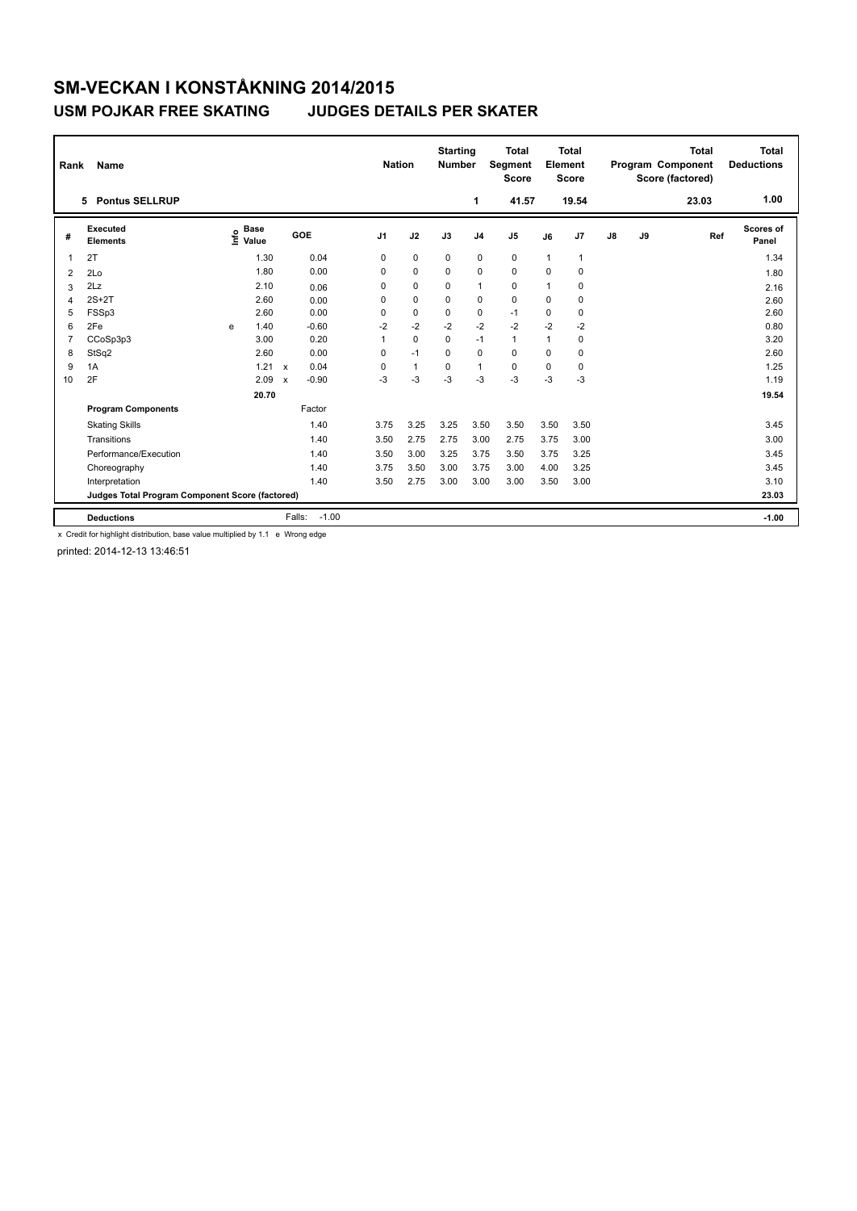# SM-VECKAN I KONSTÅKNING 2014/2015

## USM POJKAR FREE SKATING JUDGES DETAILS PER SKATER

| Rank | Name | Nation | Starting Number | Total Segment Score | Total Element Score | Total Program Component Score (factored) | Total Deductions |
|---|---|---|---|---|---|---|---|
| 5 | Pontus SELLRUP | | 1 | 41.57 | 19.54 | 23.03 | 1.00 |

| # | Executed Elements | Info | Base Value | | GOE | J1 | J2 | J3 | J4 | J5 | J6 | J7 | J8 | J9 | Ref | Scores of Panel |
|---|---|---|---|---|---|---|---|---|---|---|---|---|---|---|---|---|
| 1 | 2T | | 1.30 | | 0.04 | 0 | 0 | 0 | 0 | 0 | 1 | 1 | | | | 1.34 |
| 2 | 2Lo | | 1.80 | | 0.00 | 0 | 0 | 0 | 0 | 0 | 0 | 0 | | | | 1.80 |
| 3 | 2Lz | | 2.10 | | 0.06 | 0 | 0 | 0 | 1 | 0 | 1 | 0 | | | | 2.16 |
| 4 | 2S+2T | | 2.60 | | 0.00 | 0 | 0 | 0 | 0 | 0 | 0 | 0 | | | | 2.60 |
| 5 | FSSp3 | | 2.60 | | 0.00 | 0 | 0 | 0 | 0 | -1 | 0 | 0 | | | | 2.60 |
| 6 | 2Fe | e | 1.40 | | -0.60 | -2 | -2 | -2 | -2 | -2 | -2 | -2 | | | | 0.80 |
| 7 | CCoSp3p3 | | 3.00 | | 0.20 | 1 | 0 | 0 | -1 | 1 | 1 | 0 | | | | 3.20 |
| 8 | StSq2 | | 2.60 | | 0.00 | 0 | -1 | 0 | 0 | 0 | 0 | 0 | | | | 2.60 |
| 9 | 1A | | 1.21 | x | 0.04 | 0 | 1 | 0 | 1 | 0 | 0 | 0 | | | | 1.25 |
| 10 | 2F | | 2.09 | x | -0.90 | -3 | -3 | -3 | -3 | -3 | -3 | -3 | | | | 1.19 |
| | | | 20.70 | | | | | | | | | | | | | 19.54 |
| | **Program Components** | | | | Factor | | | | | | | | | | | |
| | Skating Skills | | | | 1.40 | 3.75 | 3.25 | 3.25 | 3.50 | 3.50 | 3.50 | 3.50 | | | | 3.45 |
| | Transitions | | | | 1.40 | 3.50 | 2.75 | 2.75 | 3.00 | 2.75 | 3.75 | 3.00 | | | | 3.00 |
| | Performance/Execution | | | | 1.40 | 3.50 | 3.00 | 3.25 | 3.75 | 3.50 | 3.75 | 3.25 | | | | 3.45 |
| | Choreography | | | | 1.40 | 3.75 | 3.50 | 3.00 | 3.75 | 3.00 | 4.00 | 3.25 | | | | 3.45 |
| | Interpretation | | | | 1.40 | 3.50 | 2.75 | 3.00 | 3.00 | 3.00 | 3.50 | 3.00 | | | | 3.10 |
| | **Judges Total Program Component Score (factored)** | | | | | | | | | | | | | | | 23.03 |
| | **Deductions** | | | | Falls: -1.00 | | | | | | | | | | | -1.00 |

x Credit for highlight distribution, base value multiplied by 1.1 e Wrong edge

printed: 2014-12-13 13:46:51